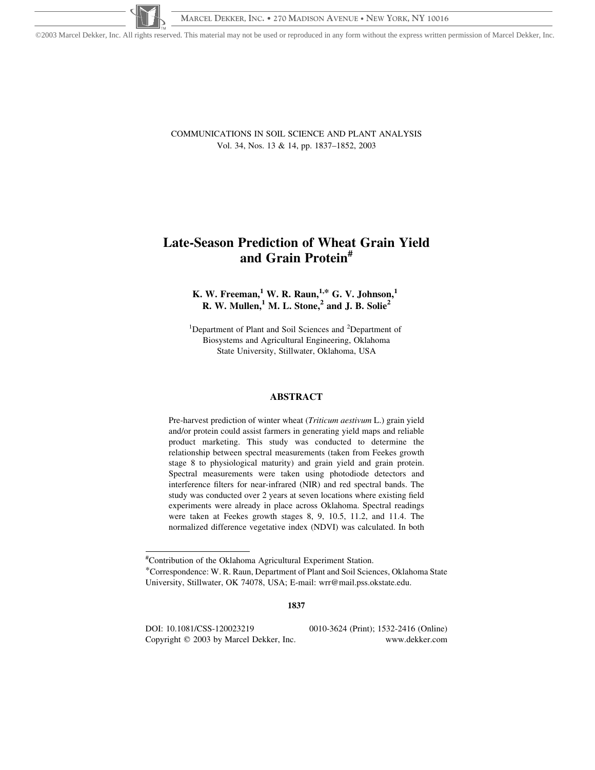COMMUNICATIONS IN SOIL SCIENCE AND PLANT ANALYSIS
Vol. 34, Nos. 13 & 14, pp. 1837–1852, 2003

# Late-Season Prediction of Wheat Grain Yield and Grain Protein[#]

**K. W. Freeman,[1] W. R. Raun,[1,*] G. V. Johnson,[1] R. W. Mullen,[1] M. L. Stone,[2] and J. B. Solie[2]**

[1]Department of Plant and Soil Sciences and [2]Department of Biosystems and Agricultural Engineering, Oklahoma State University, Stillwater, Oklahoma, USA

## ABSTRACT

Pre-harvest prediction of winter wheat (*Triticum aestivum* L.) grain yield and/or protein could assist farmers in generating yield maps and reliable product marketing. This study was conducted to determine the relationship between spectral measurements (taken from Feekes growth stage 8 to physiological maturity) and grain yield and grain protein. Spectral measurements were taken using photodiode detectors and interference filters for near-infrared (NIR) and red spectral bands. The study was conducted over 2 years at seven locations where existing field experiments were already in place across Oklahoma. Spectral readings were taken at Feekes growth stages 8, 9, 10.5, 11.2, and 11.4. The normalized difference vegetative index (NDVI) was calculated. In both

---

[#]Contribution of the Oklahoma Agricultural Experiment Station.
[*]Correspondence: W. R. Raun, Department of Plant and Soil Sciences, Oklahoma State University, Stillwater, OK 74078, USA; E-mail: wrr@mail.pss.okstate.edu.

DOI: 10.1081/CSS-120023219 — 0010-3624 (Print); 1532-2416 (Online)
Copyright © 2003 by Marcel Dekker, Inc. — www.dekker.com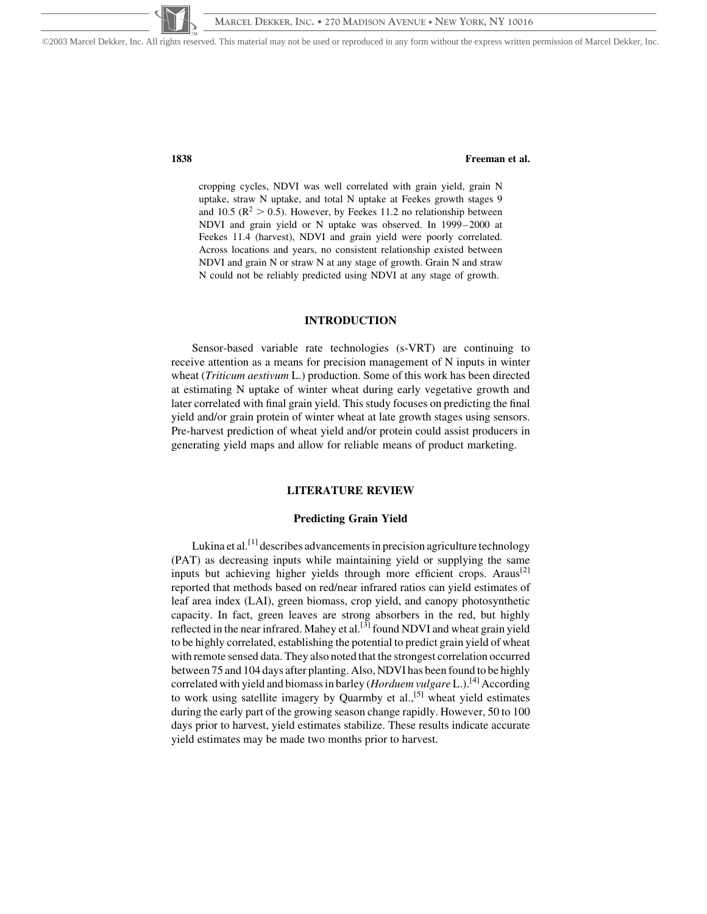cropping cycles, NDVI was well correlated with grain yield, grain N uptake, straw N uptake, and total N uptake at Feekes growth stages 9 and 10.5 ($R^2 > 0.5$). However, by Feekes 11.2 no relationship between NDVI and grain yield or N uptake was observed. In 1999–2000 at Feekes 11.4 (harvest), NDVI and grain yield were poorly correlated. Across locations and years, no consistent relationship existed between NDVI and grain N or straw N at any stage of growth. Grain N and straw N could not be reliably predicted using NDVI at any stage of growth.

## INTRODUCTION

Sensor-based variable rate technologies (s-VRT) are continuing to receive attention as a means for precision management of N inputs in winter wheat (*Triticum aestivum* L.) production. Some of this work has been directed at estimating N uptake of winter wheat during early vegetative growth and later correlated with final grain yield. This study focuses on predicting the final yield and/or grain protein of winter wheat at late growth stages using sensors. Pre-harvest prediction of wheat yield and/or protein could assist producers in generating yield maps and allow for reliable means of product marketing.

## LITERATURE REVIEW

### Predicting Grain Yield

Lukina et al.[1] describes advancements in precision agriculture technology (PAT) as decreasing inputs while maintaining yield or supplying the same inputs but achieving higher yields through more efficient crops. Araus[2] reported that methods based on red/near infrared ratios can yield estimates of leaf area index (LAI), green biomass, crop yield, and canopy photosynthetic capacity. In fact, green leaves are strong absorbers in the red, but highly reflected in the near infrared. Mahey et al.[3] found NDVI and wheat grain yield to be highly correlated, establishing the potential to predict grain yield of wheat with remote sensed data. They also noted that the strongest correlation occurred between 75 and 104 days after planting. Also, NDVI has been found to be highly correlated with yield and biomass in barley (*Horduem vulgare* L.).[4] According to work using satellite imagery by Quarmby et al.,[5] wheat yield estimates during the early part of the growing season change rapidly. However, 50 to 100 days prior to harvest, yield estimates stabilize. These results indicate accurate yield estimates may be made two months prior to harvest.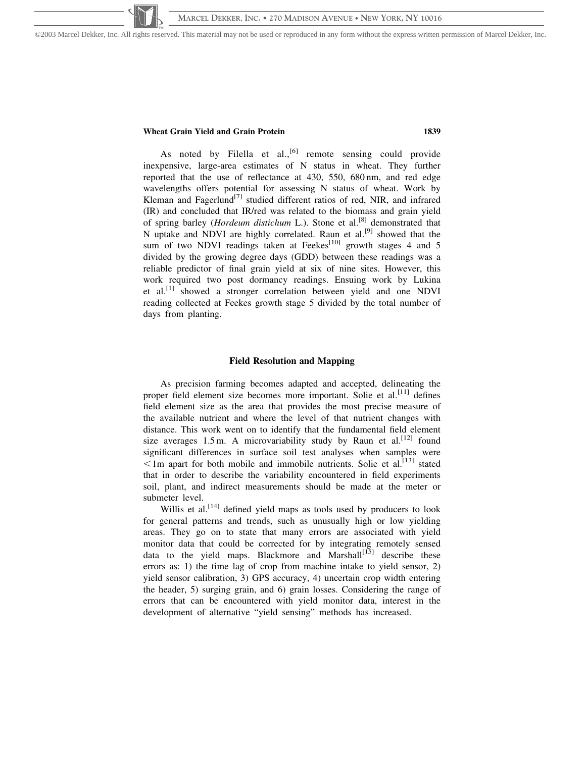As noted by Filella et al.,[6] remote sensing could provide inexpensive, large-area estimates of N status in wheat. They further reported that the use of reflectance at 430, 550, 680 nm, and red edge wavelengths offers potential for assessing N status of wheat. Work by Kleman and Fagerlund[7] studied different ratios of red, NIR, and infrared (IR) and concluded that IR/red was related to the biomass and grain yield of spring barley (*Hordeum distichum* L.). Stone et al.[8] demonstrated that N uptake and NDVI are highly correlated. Raun et al.[9] showed that the sum of two NDVI readings taken at Feekes[10] growth stages 4 and 5 divided by the growing degree days (GDD) between these readings was a reliable predictor of final grain yield at six of nine sites. However, this work required two post dormancy readings. Ensuing work by Lukina et al.[1] showed a stronger correlation between yield and one NDVI reading collected at Feekes growth stage 5 divided by the total number of days from planting.

## Field Resolution and Mapping

As precision farming becomes adapted and accepted, delineating the proper field element size becomes more important. Solie et al.[11] defines field element size as the area that provides the most precise measure of the available nutrient and where the level of that nutrient changes with distance. This work went on to identify that the fundamental field element size averages 1.5 m. A microvariability study by Raun et al.[12] found significant differences in surface soil test analyses when samples were <1m apart for both mobile and immobile nutrients. Solie et al.[13] stated that in order to describe the variability encountered in field experiments soil, plant, and indirect measurements should be made at the meter or submeter level.

Willis et al.[14] defined yield maps as tools used by producers to look for general patterns and trends, such as unusually high or low yielding areas. They go on to state that many errors are associated with yield monitor data that could be corrected for by integrating remotely sensed data to the yield maps. Blackmore and Marshall[15] describe these errors as: 1) the time lag of crop from machine intake to yield sensor, 2) yield sensor calibration, 3) GPS accuracy, 4) uncertain crop width entering the header, 5) surging grain, and 6) grain losses. Considering the range of errors that can be encountered with yield monitor data, interest in the development of alternative "yield sensing" methods has increased.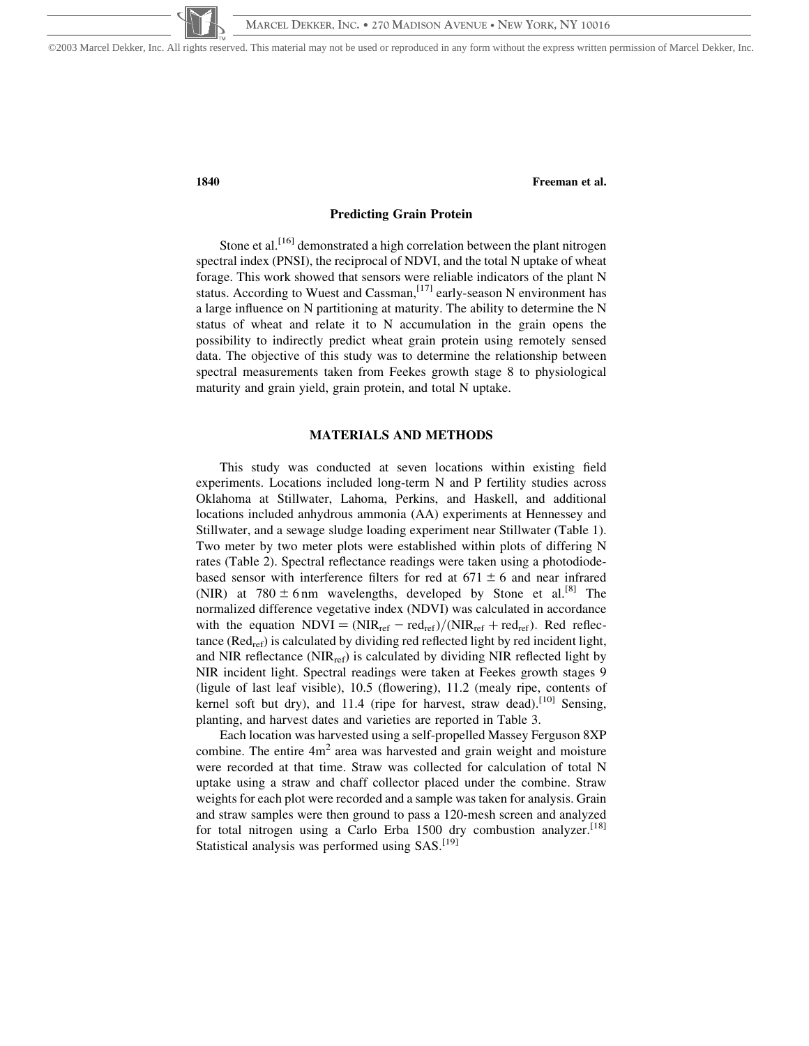## Predicting Grain Protein

Stone et al.[16] demonstrated a high correlation between the plant nitrogen spectral index (PNSI), the reciprocal of NDVI, and the total N uptake of wheat forage. This work showed that sensors were reliable indicators of the plant N status. According to Wuest and Cassman,[17] early-season N environment has a large influence on N partitioning at maturity. The ability to determine the N status of wheat and relate it to N accumulation in the grain opens the possibility to indirectly predict wheat grain protein using remotely sensed data. The objective of this study was to determine the relationship between spectral measurements taken from Feekes growth stage 8 to physiological maturity and grain yield, grain protein, and total N uptake.

## MATERIALS AND METHODS

This study was conducted at seven locations within existing field experiments. Locations included long-term N and P fertility studies across Oklahoma at Stillwater, Lahoma, Perkins, and Haskell, and additional locations included anhydrous ammonia (AA) experiments at Hennessey and Stillwater, and a sewage sludge loading experiment near Stillwater (Table 1). Two meter by two meter plots were established within plots of differing N rates (Table 2). Spectral reflectance readings were taken using a photodiode-based sensor with interference filters for red at $671 \pm 6$ and near infrared (NIR) at $780 \pm 6\,\text{nm}$ wavelengths, developed by Stone et al.[8] The normalized difference vegetative index (NDVI) was calculated in accordance with the equation $\text{NDVI} = (\text{NIR}_{\text{ref}} - \text{red}_{\text{ref}})/(\text{NIR}_{\text{ref}} + \text{red}_{\text{ref}})$. Red reflectance ($\text{Red}_{\text{ref}}$) is calculated by dividing red reflected light by red incident light, and NIR reflectance ($\text{NIR}_{\text{ref}}$) is calculated by dividing NIR reflected light by NIR incident light. Spectral readings were taken at Feekes growth stages 9 (ligule of last leaf visible), 10.5 (flowering), 11.2 (mealy ripe, contents of kernel soft but dry), and 11.4 (ripe for harvest, straw dead).[10] Sensing, planting, and harvest dates and varieties are reported in Table 3.

Each location was harvested using a self-propelled Massey Ferguson 8XP combine. The entire $4\text{m}^2$ area was harvested and grain weight and moisture were recorded at that time. Straw was collected for calculation of total N uptake using a straw and chaff collector placed under the combine. Straw weights for each plot were recorded and a sample was taken for analysis. Grain and straw samples were then ground to pass a 120-mesh screen and analyzed for total nitrogen using a Carlo Erba 1500 dry combustion analyzer.[18] Statistical analysis was performed using SAS.[19]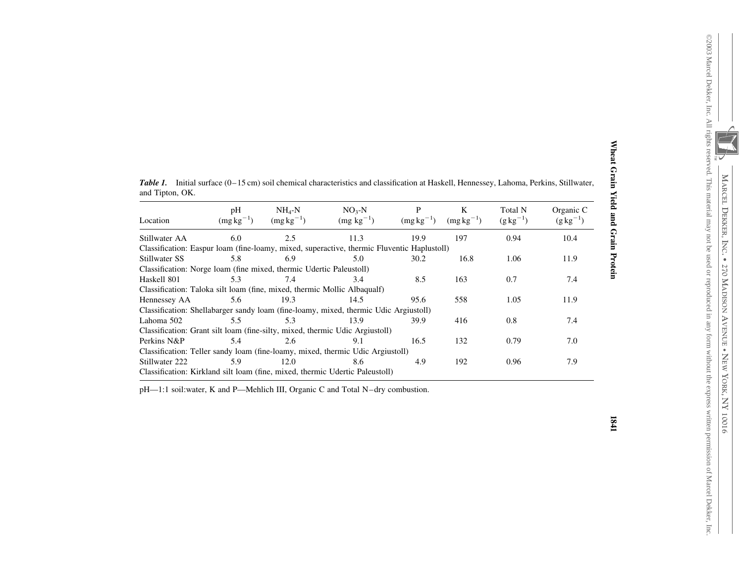***Table 1.*** Initial surface (0–15 cm) soil chemical characteristics and classification at Haskell, Hennessey, Lahoma, Perkins, Stillwater, and Tipton, OK.

| Location | pH ($mg\,kg^{-1}$) | $NH_4$-N ($mg\,kg^{-1}$) | $NO_3$-N ($mg\,kg^{-1}$) | P ($mg\,kg^{-1}$) | K ($mg\,kg^{-1}$) | Total N ($g\,kg^{-1}$) | Organic C ($g\,kg^{-1}$) |
|---|---|---|---|---|---|---|---|
| Stillwater AA | 6.0 | 2.5 | 11.3 | 19.9 | 197 | 0.94 | 10.4 |
| Classification: Easpur loam (fine-loamy, mixed, superactive, thermic Fluventic Haplustoll) | | | | | | | |
| Stillwater SS | 5.8 | 6.9 | 5.0 | 30.2 | 16.8 | 1.06 | 11.9 |
| Classification: Norge loam (fine mixed, thermic Udertic Paleustoll) | | | | | | | |
| Haskell 801 | 5.3 | 7.4 | 3.4 | 8.5 | 163 | 0.7 | 7.4 |
| Classification: Taloka silt loam (fine, mixed, thermic Mollic Albaqualf) | | | | | | | |
| Hennessey AA | 5.6 | 19.3 | 14.5 | 95.6 | 558 | 1.05 | 11.9 |
| Classification: Shellabarger sandy loam (fine-loamy, mixed, thermic Udic Argiustoll) | | | | | | | |
| Lahoma 502 | 5.5 | 5.3 | 13.9 | 39.9 | 416 | 0.8 | 7.4 |
| Classification: Grant silt loam (fine-silty, mixed, thermic Udic Argiustoll) | | | | | | | |
| Perkins N&P | 5.4 | 2.6 | 9.1 | 16.5 | 132 | 0.79 | 7.0 |
| Classification: Teller sandy loam (fine-loamy, mixed, thermic Udic Argiustoll) | | | | | | | |
| Stillwater 222 | 5.9 | 12.0 | 8.6 | 4.9 | 192 | 0.96 | 7.9 |
| Classification: Kirkland silt loam (fine, mixed, thermic Udertic Paleustoll) | | | | | | | |

pH—1:1 soil:water, K and P—Mehlich III, Organic C and Total N–dry combustion.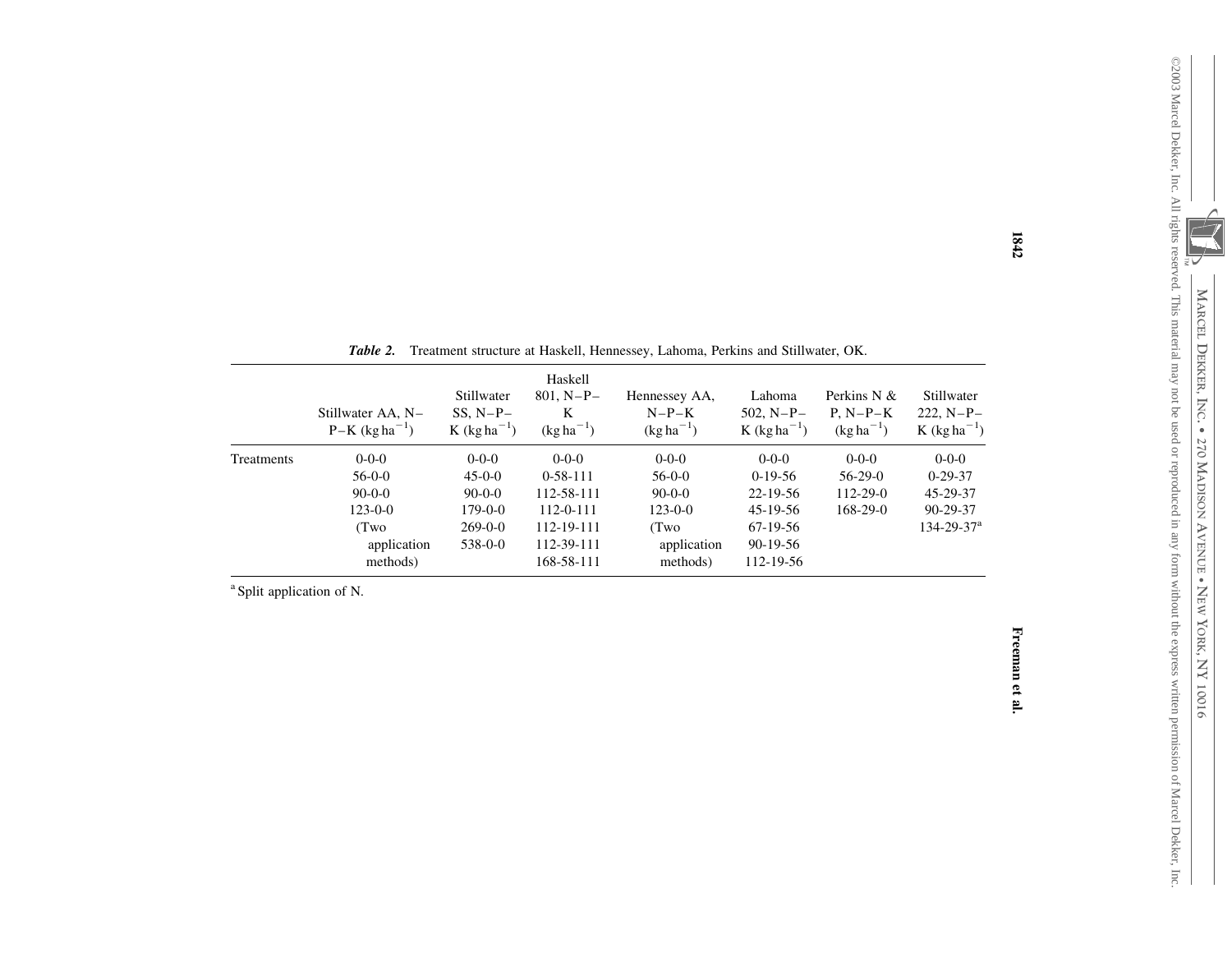*Table 2.* Treatment structure at Haskell, Hennessey, Lahoma, Perkins and Stillwater, OK.

| | Stillwater AA, N–P–K (kg ha$^{-1}$) | Stillwater SS, N–P–K (kg ha$^{-1}$) | Haskell 801, N–P–K (kg ha$^{-1}$) | Hennessey AA, N–P–K (kg ha$^{-1}$) | Lahoma 502, N–P–K (kg ha$^{-1}$) | Perkins N & P, N–P–K (kg ha$^{-1}$) | Stillwater 222, N–P–K (kg ha$^{-1}$) |
|---|---|---|---|---|---|---|---|
| Treatments | 0-0-0 | 0-0-0 | 0-0-0 | 0-0-0 | 0-0-0 | 0-0-0 | 0-0-0 |
| | 56-0-0 | 45-0-0 | 0-58-111 | 56-0-0 | 0-19-56 | 56-29-0 | 0-29-37 |
| | 90-0-0 | 90-0-0 | 112-58-111 | 90-0-0 | 22-19-56 | 112-29-0 | 45-29-37 |
| | 123-0-0 | 179-0-0 | 112-0-111 | 123-0-0 | 45-19-56 | 168-29-0 | 90-29-37 |
| | (Two application methods) | 269-0-0 | 112-19-111 | (Two application methods) | 67-19-56 | | 134-29-37[a] |
| | | 538-0-0 | 112-39-111 | | 90-19-56 | | |
| | | | 168-58-111 | | 112-19-56 | | |

[a] Split application of N.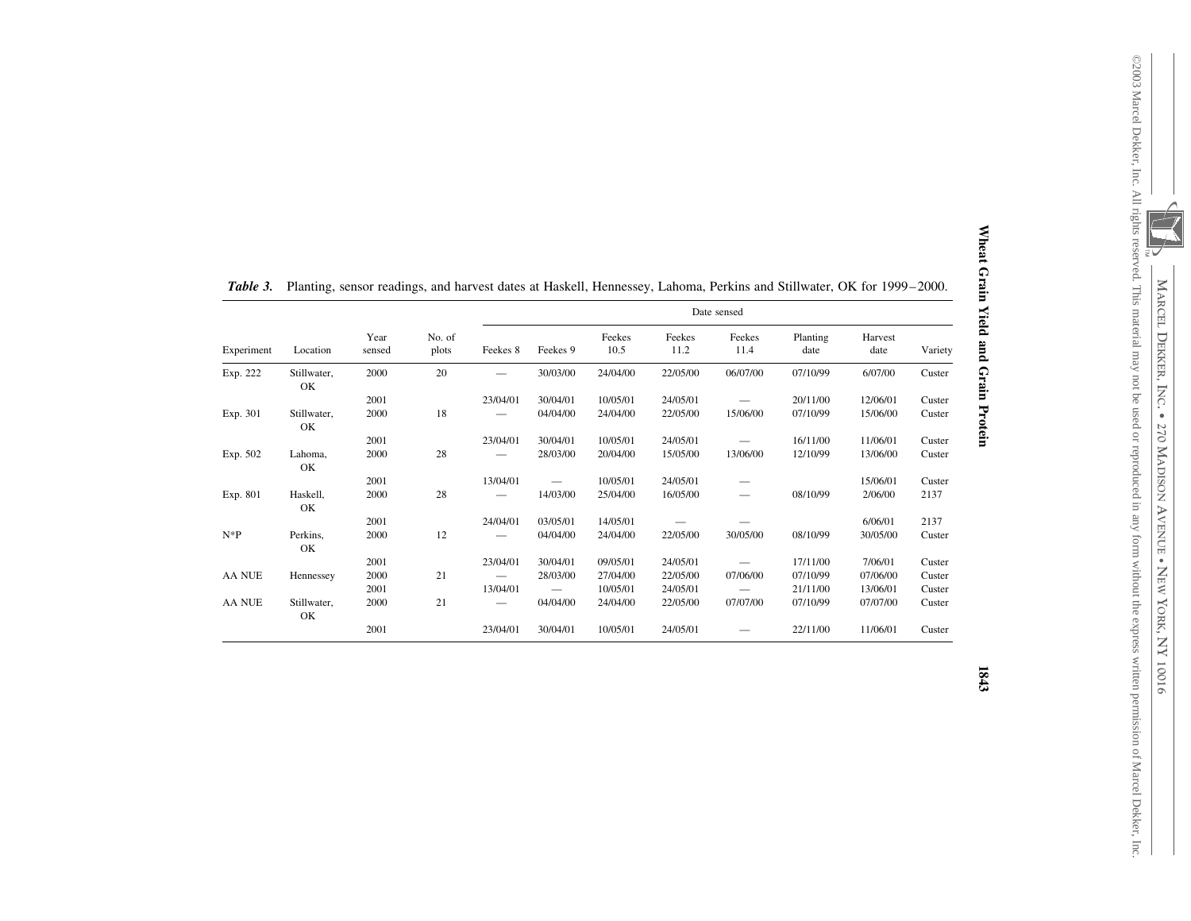*Table 3.* Planting, sensor readings, and harvest dates at Haskell, Hennessey, Lahoma, Perkins and Stillwater, OK for 1999–2000.

| | | | | Date sensed | | | | | | | |
|---|---|---|---|---|---|---|---|---|---|---|---|
| Experiment | Location | Year sensed | No. of plots | Feekes 8 | Feekes 9 | Feekes 10.5 | Feekes 11.2 | Feekes 11.4 | Planting date | Harvest date | Variety |
| Exp. 222 | Stillwater, OK | 2000 | 20 | — | 30/03/00 | 24/04/00 | 22/05/00 | 06/07/00 | 07/10/99 | 6/07/00 | Custer |
| | | 2001 | | 23/04/01 | 30/04/01 | 10/05/01 | 24/05/01 | — | 20/11/00 | 12/06/01 | Custer |
| Exp. 301 | Stillwater, OK | 2000 | 18 | — | 04/04/00 | 24/04/00 | 22/05/00 | 15/06/00 | 07/10/99 | 15/06/00 | Custer |
| | | 2001 | | 23/04/01 | 30/04/01 | 10/05/01 | 24/05/01 | — | 16/11/00 | 11/06/01 | Custer |
| Exp. 502 | Lahoma, OK | 2000 | 28 | — | 28/03/00 | 20/04/00 | 15/05/00 | 13/06/00 | 12/10/99 | 13/06/00 | Custer |
| | | 2001 | | 13/04/01 | — | 10/05/01 | 24/05/01 | — | | 15/06/01 | Custer |
| Exp. 801 | Haskell, OK | 2000 | 28 | — | 14/03/00 | 25/04/00 | 16/05/00 | — | 08/10/99 | 2/06/00 | 2137 |
| | | 2001 | | 24/04/01 | 03/05/01 | 14/05/01 | — | — | | 6/06/01 | 2137 |
| N*P | Perkins, OK | 2000 | 12 | — | 04/04/00 | 24/04/00 | 22/05/00 | 30/05/00 | 08/10/99 | 30/05/00 | Custer |
| | | 2001 | | 23/04/01 | 30/04/01 | 09/05/01 | 24/05/01 | — | 17/11/00 | 7/06/01 | Custer |
| AA NUE | Hennessey | 2000 | 21 | — | 28/03/00 | 27/04/00 | 22/05/00 | 07/06/00 | 07/10/99 | 07/06/00 | Custer |
| | | 2001 | | 13/04/01 | — | 10/05/01 | 24/05/01 | — | 21/11/00 | 13/06/01 | Custer |
| AA NUE | Stillwater, OK | 2000 | 21 | — | 04/04/00 | 24/04/00 | 22/05/00 | 07/07/00 | 07/10/99 | 07/07/00 | Custer |
| | | 2001 | | 23/04/01 | 30/04/01 | 10/05/01 | 24/05/01 | — | 22/11/00 | 11/06/01 | Custer |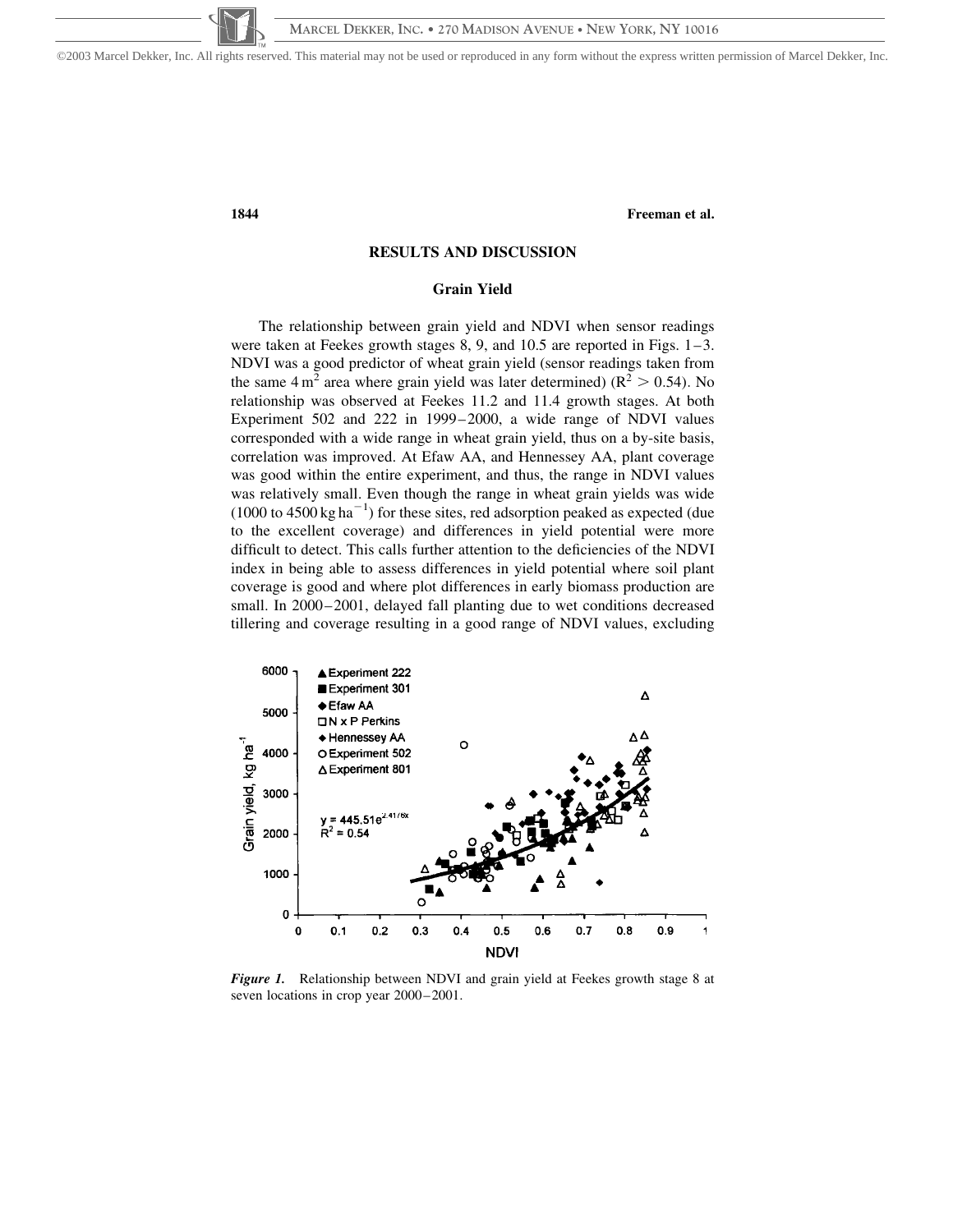## RESULTS AND DISCUSSION

### Grain Yield

The relationship between grain yield and NDVI when sensor readings were taken at Feekes growth stages 8, 9, and 10.5 are reported in Figs. 1–3. NDVI was a good predictor of wheat grain yield (sensor readings taken from the same $4\,m^2$ area where grain yield was later determined) ($R^2 > 0.54$). No relationship was observed at Feekes 11.2 and 11.4 growth stages. At both Experiment 502 and 222 in 1999–2000, a wide range of NDVI values corresponded with a wide range in wheat grain yield, thus on a by-site basis, correlation was improved. At Efaw AA, and Hennessey AA, plant coverage was good within the entire experiment, and thus, the range in NDVI values was relatively small. Even though the range in wheat grain yields was wide (1000 to $4500\,kg\,ha^{-1}$) for these sites, red adsorption peaked as expected (due to the excellent coverage) and differences in yield potential were more difficult to detect. This calls further attention to the deficiencies of the NDVI index in being able to assess differences in yield potential where soil plant coverage is good and where plot differences in early biomass production are small. In 2000–2001, delayed fall planting due to wet conditions decreased tillering and coverage resulting in a good range of NDVI values, excluding

*Figure 1.* Relationship between NDVI and grain yield at Feekes growth stage 8 at seven locations in crop year 2000–2001.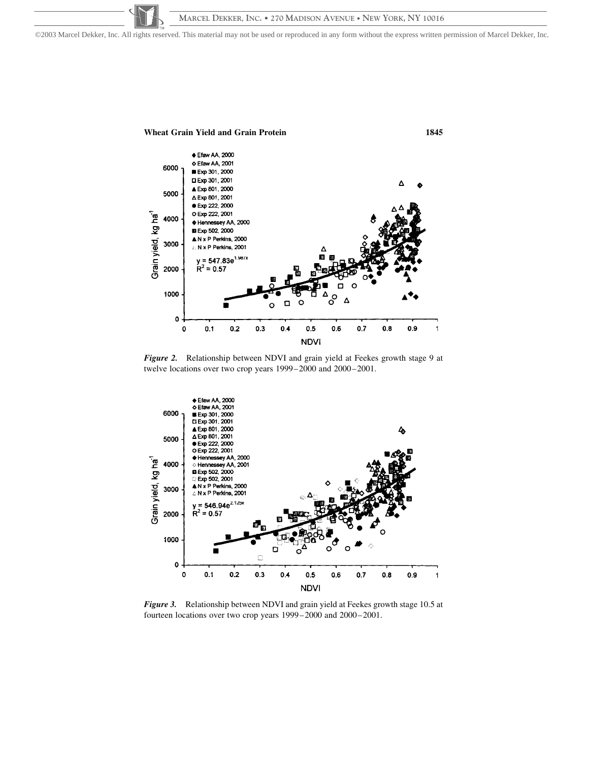Figure 2. Relationship between NDVI and grain yield at Feekes growth stage 9 at twelve locations over two crop years 1999–2000 and 2000–2001.

Figure 3. Relationship between NDVI and grain yield at Feekes growth stage 10.5 at fourteen locations over two crop years 1999–2000 and 2000–2001.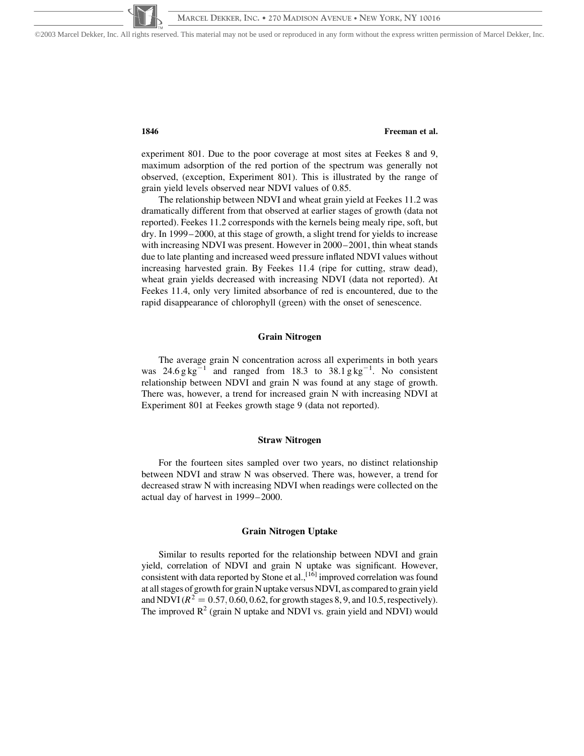experiment 801. Due to the poor coverage at most sites at Feekes 8 and 9, maximum adsorption of the red portion of the spectrum was generally not observed, (exception, Experiment 801). This is illustrated by the range of grain yield levels observed near NDVI values of 0.85.

The relationship between NDVI and wheat grain yield at Feekes 11.2 was dramatically different from that observed at earlier stages of growth (data not reported). Feekes 11.2 corresponds with the kernels being mealy ripe, soft, but dry. In 1999–2000, at this stage of growth, a slight trend for yields to increase with increasing NDVI was present. However in 2000–2001, thin wheat stands due to late planting and increased weed pressure inflated NDVI values without increasing harvested grain. By Feekes 11.4 (ripe for cutting, straw dead), wheat grain yields decreased with increasing NDVI (data not reported). At Feekes 11.4, only very limited absorbance of red is encountered, due to the rapid disappearance of chlorophyll (green) with the onset of senescence.

### Grain Nitrogen

The average grain N concentration across all experiments in both years was $24.6\,\mathrm{g\,kg^{-1}}$ and ranged from 18.3 to $38.1\,\mathrm{g\,kg^{-1}}$. No consistent relationship between NDVI and grain N was found at any stage of growth. There was, however, a trend for increased grain N with increasing NDVI at Experiment 801 at Feekes growth stage 9 (data not reported).

### Straw Nitrogen

For the fourteen sites sampled over two years, no distinct relationship between NDVI and straw N was observed. There was, however, a trend for decreased straw N with increasing NDVI when readings were collected on the actual day of harvest in 1999–2000.

### Grain Nitrogen Uptake

Similar to results reported for the relationship between NDVI and grain yield, correlation of NDVI and grain N uptake was significant. However, consistent with data reported by Stone et al.,[16] improved correlation was found at all stages of growth for grain N uptake versus NDVI, as compared to grain yield and NDVI ($R^2 = 0.57, 0.60, 0.62$, for growth stages 8, 9, and 10.5, respectively). The improved $R^2$ (grain N uptake and NDVI vs. grain yield and NDVI) would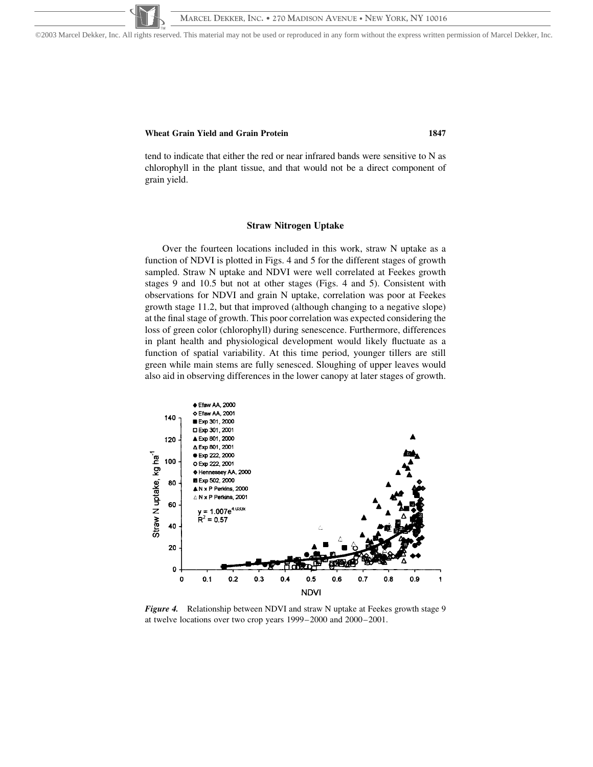tend to indicate that either the red or near infrared bands were sensitive to N as chlorophyll in the plant tissue, and that would not be a direct component of grain yield.

## Straw Nitrogen Uptake

Over the fourteen locations included in this work, straw N uptake as a function of NDVI is plotted in Figs. 4 and 5 for the different stages of growth sampled. Straw N uptake and NDVI were well correlated at Feekes growth stages 9 and 10.5 but not at other stages (Figs. 4 and 5). Consistent with observations for NDVI and grain N uptake, correlation was poor at Feekes growth stage 11.2, but that improved (although changing to a negative slope) at the final stage of growth. This poor correlation was expected considering the loss of green color (chlorophyll) during senescence. Furthermore, differences in plant health and physiological development would likely fluctuate as a function of spatial variability. At this time period, younger tillers are still green while main stems are fully senesced. Sloughing of upper leaves would also aid in observing differences in the lower canopy at later stages of growth.

*Figure 4.* Relationship between NDVI and straw N uptake at Feekes growth stage 9 at twelve locations over two crop years 1999–2000 and 2000–2001.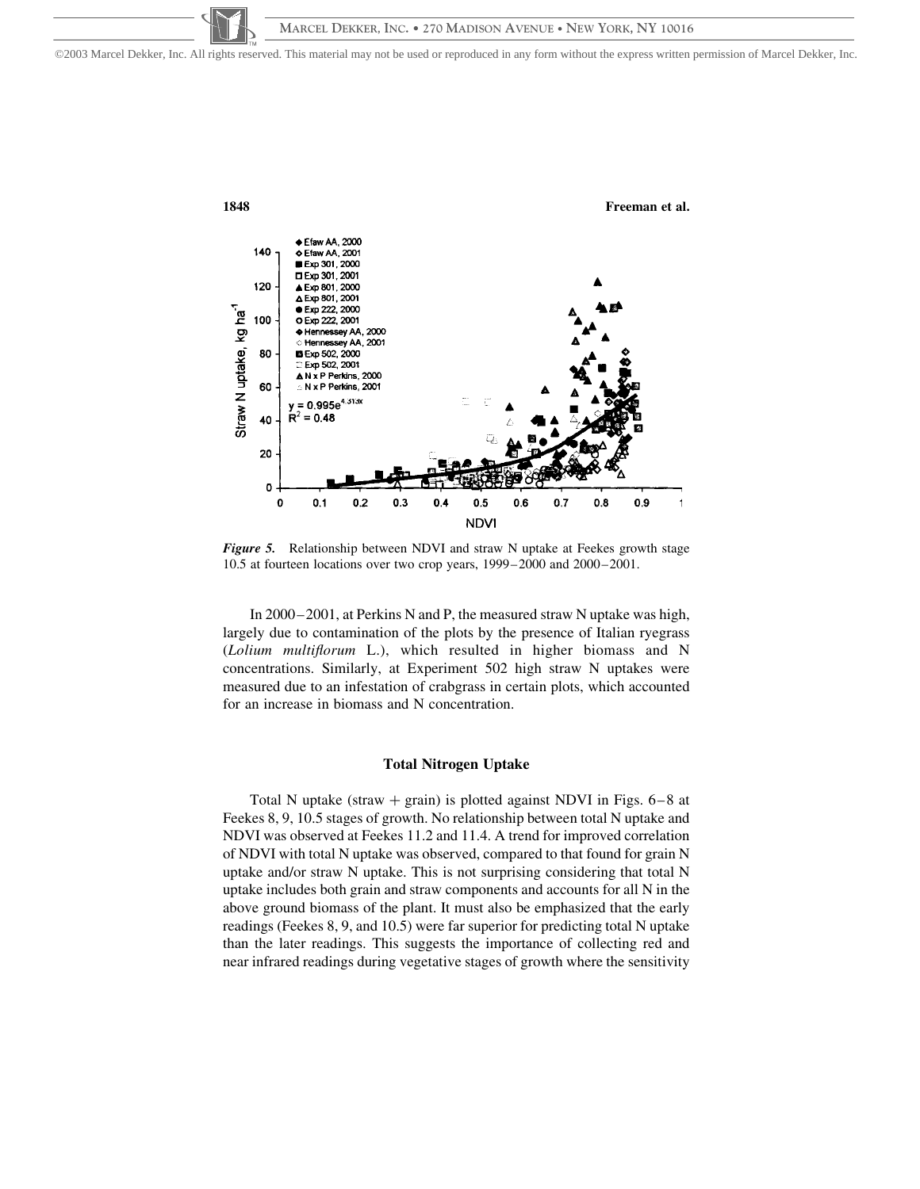*Figure 5.* Relationship between NDVI and straw N uptake at Feekes growth stage 10.5 at fourteen locations over two crop years, 1999–2000 and 2000–2001.

In 2000–2001, at Perkins N and P, the measured straw N uptake was high, largely due to contamination of the plots by the presence of Italian ryegrass (*Lolium multiflorum* L.), which resulted in higher biomass and N concentrations. Similarly, at Experiment 502 high straw N uptakes were measured due to an infestation of crabgrass in certain plots, which accounted for an increase in biomass and N concentration.

### Total Nitrogen Uptake

Total N uptake (straw + grain) is plotted against NDVI in Figs. 6–8 at Feekes 8, 9, 10.5 stages of growth. No relationship between total N uptake and NDVI was observed at Feekes 11.2 and 11.4. A trend for improved correlation of NDVI with total N uptake was observed, compared to that found for grain N uptake and/or straw N uptake. This is not surprising considering that total N uptake includes both grain and straw components and accounts for all N in the above ground biomass of the plant. It must also be emphasized that the early readings (Feekes 8, 9, and 10.5) were far superior for predicting total N uptake than the later readings. This suggests the importance of collecting red and near infrared readings during vegetative stages of growth where the sensitivity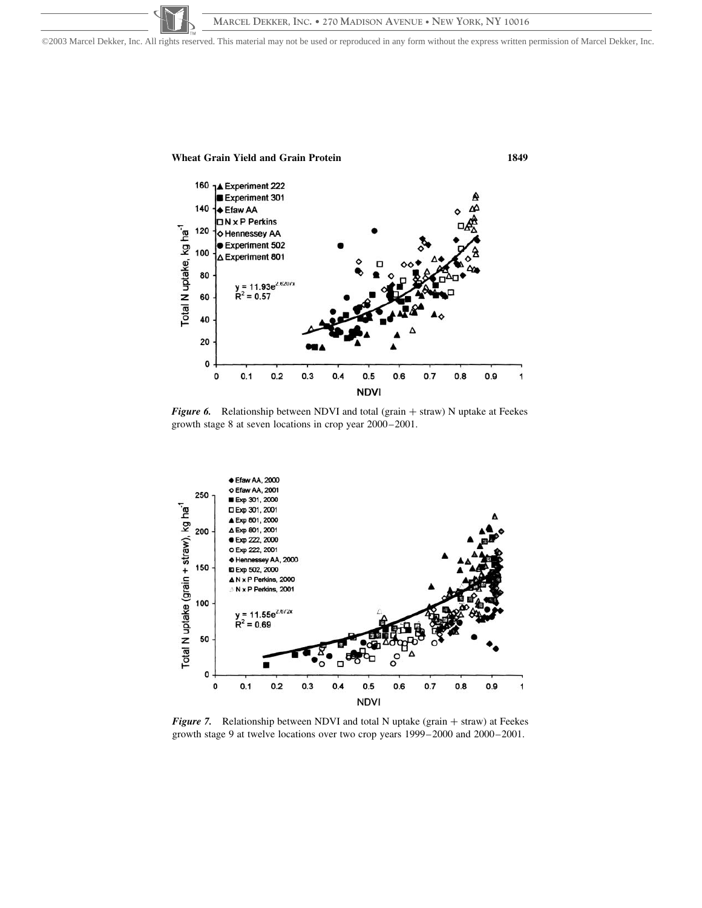*Figure 6.* Relationship between NDVI and total (grain + straw) N uptake at Feekes growth stage 8 at seven locations in crop year 2000–2001.

*Figure 7.* Relationship between NDVI and total N uptake (grain + straw) at Feekes growth stage 9 at twelve locations over two crop years 1999–2000 and 2000–2001.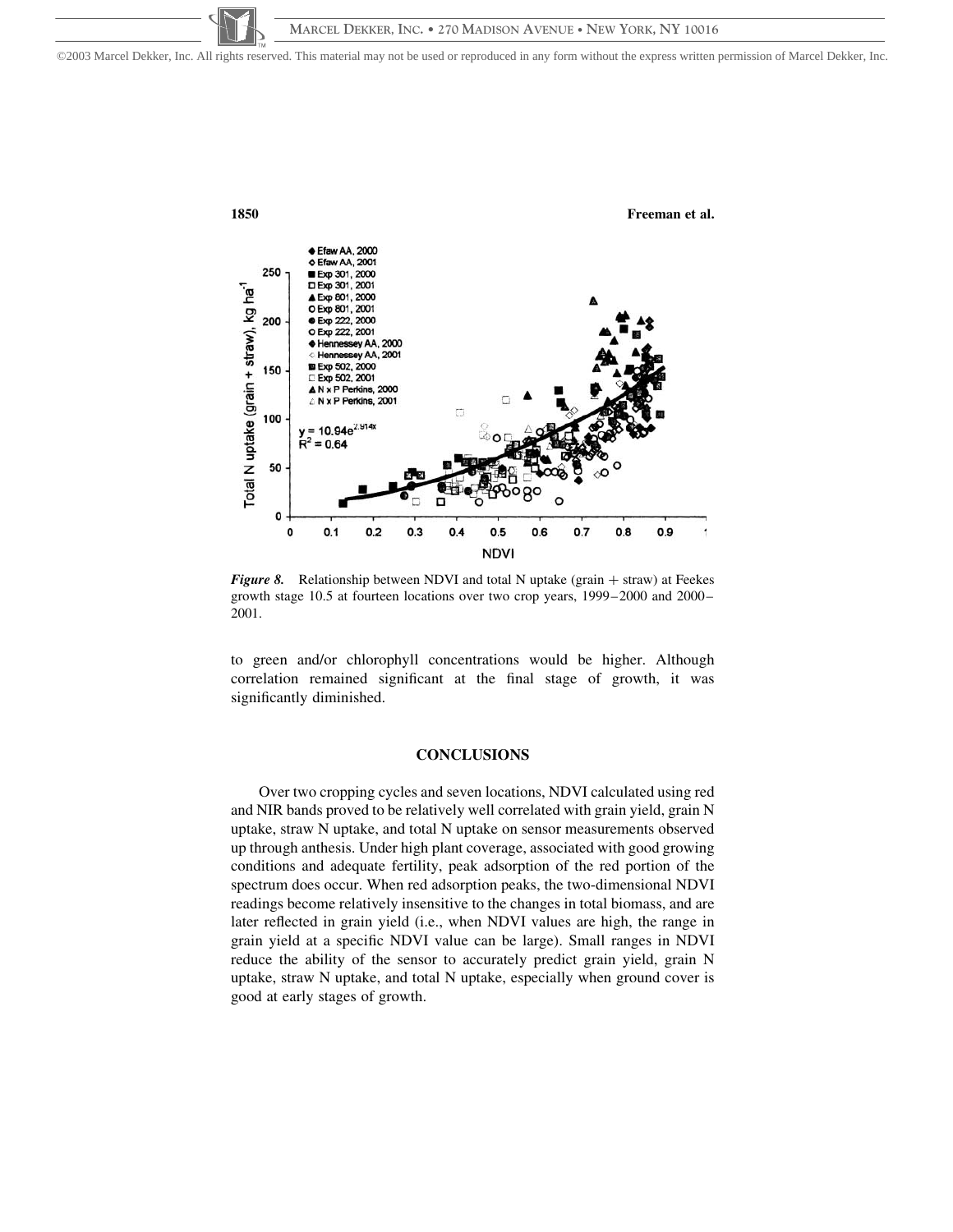*Figure 8.* Relationship between NDVI and total N uptake (grain + straw) at Feekes growth stage 10.5 at fourteen locations over two crop years, 1999–2000 and 2000–2001.

to green and/or chlorophyll concentrations would be higher. Although correlation remained significant at the final stage of growth, it was significantly diminished.

## CONCLUSIONS

Over two cropping cycles and seven locations, NDVI calculated using red and NIR bands proved to be relatively well correlated with grain yield, grain N uptake, straw N uptake, and total N uptake on sensor measurements observed up through anthesis. Under high plant coverage, associated with good growing conditions and adequate fertility, peak adsorption of the red portion of the spectrum does occur. When red adsorption peaks, the two-dimensional NDVI readings become relatively insensitive to the changes in total biomass, and are later reflected in grain yield (i.e., when NDVI values are high, the range in grain yield at a specific NDVI value can be large). Small ranges in NDVI reduce the ability of the sensor to accurately predict grain yield, grain N uptake, straw N uptake, and total N uptake, especially when ground cover is good at early stages of growth.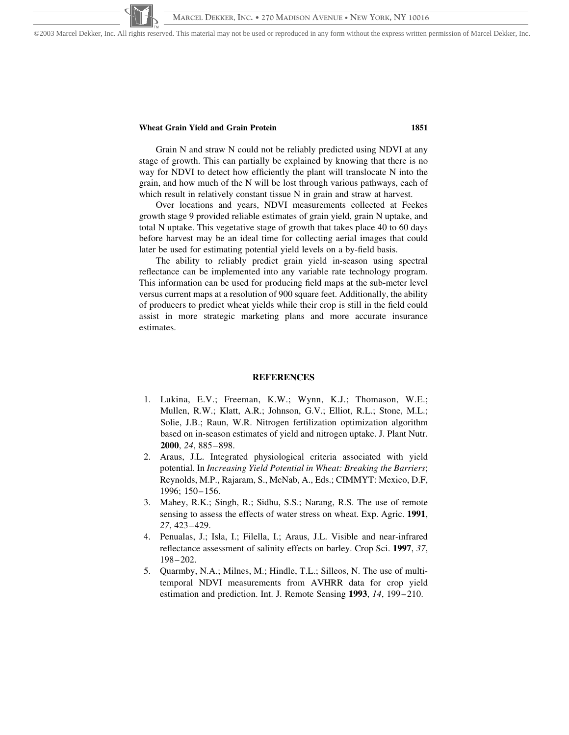Grain N and straw N could not be reliably predicted using NDVI at any stage of growth. This can partially be explained by knowing that there is no way for NDVI to detect how efficiently the plant will translocate N into the grain, and how much of the N will be lost through various pathways, each of which result in relatively constant tissue N in grain and straw at harvest.

Over locations and years, NDVI measurements collected at Feekes growth stage 9 provided reliable estimates of grain yield, grain N uptake, and total N uptake. This vegetative stage of growth that takes place 40 to 60 days before harvest may be an ideal time for collecting aerial images that could later be used for estimating potential yield levels on a by-field basis.

The ability to reliably predict grain yield in-season using spectral reflectance can be implemented into any variable rate technology program. This information can be used for producing field maps at the sub-meter level versus current maps at a resolution of 900 square feet. Additionally, the ability of producers to predict wheat yields while their crop is still in the field could assist in more strategic marketing plans and more accurate insurance estimates.

## REFERENCES

1. Lukina, E.V.; Freeman, K.W.; Wynn, K.J.; Thomason, W.E.; Mullen, R.W.; Klatt, A.R.; Johnson, G.V.; Elliot, R.L.; Stone, M.L.; Solie, J.B.; Raun, W.R. Nitrogen fertilization optimization algorithm based on in-season estimates of yield and nitrogen uptake. J. Plant Nutr. **2000**, *24*, 885–898.
2. Araus, J.L. Integrated physiological criteria associated with yield potential. In *Increasing Yield Potential in Wheat: Breaking the Barriers*; Reynolds, M.P., Rajaram, S., McNab, A., Eds.; CIMMYT: Mexico, D.F, 1996; 150–156.
3. Mahey, R.K.; Singh, R.; Sidhu, S.S.; Narang, R.S. The use of remote sensing to assess the effects of water stress on wheat. Exp. Agric. **1991**, *27*, 423–429.
4. Penualas, J.; Isla, I.; Filella, I.; Araus, J.L. Visible and near-infrared reflectance assessment of salinity effects on barley. Crop Sci. **1997**, *37*, 198–202.
5. Quarmby, N.A.; Milnes, M.; Hindle, T.L.; Silleos, N. The use of multi-temporal NDVI measurements from AVHRR data for crop yield estimation and prediction. Int. J. Remote Sensing **1993**, *14*, 199–210.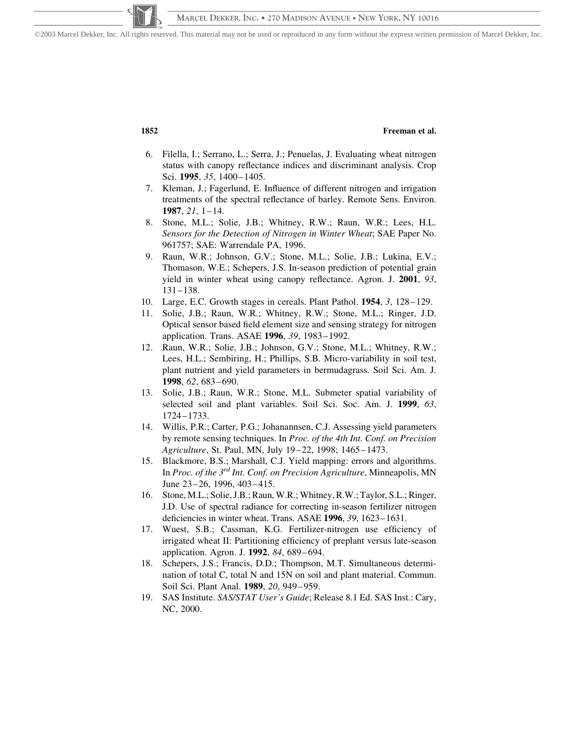6. Filella, I.; Serrano, L.; Serra, J.; Penuelas, J. Evaluating wheat nitrogen status with canopy reflectance indices and discriminant analysis. Crop Sci. **1995**, *35*, 1400–1405.
7. Kleman, J.; Fagerlund, E. Influence of different nitrogen and irrigation treatments of the spectral reflectance of barley. Remote Sens. Environ. **1987**, *21*, 1–14.
8. Stone, M.L.; Solie, J.B.; Whitney, R.W.; Raun, W.R.; Lees, H.L. *Sensors for the Detection of Nitrogen in Winter Wheat*; SAE Paper No. 961757; SAE: Warrendale PA, 1996.
9. Raun, W.R.; Johnson, G.V.; Stone, M.L.; Solie, J.B.; Lukina, E.V.; Thomason, W.E.; Schepers, J.S. In-season prediction of potential grain yield in winter wheat using canopy reflectance. Agron. J. **2001**, *93*, 131–138.
10. Large, E.C. Growth stages in cereals. Plant Pathol. **1954**, *3*, 128–129.
11. Solie, J.B.; Raun, W.R.; Whitney, R.W.; Stone, M.L.; Ringer, J.D. Optical sensor based field element size and sensing strategy for nitrogen application. Trans. ASAE **1996**, *39*, 1983–1992.
12. Raun, W.R.; Solie, J.B.; Johnson, G.V.; Stone, M.L.; Whitney, R.W.; Lees, H.L.; Sembiring, H.; Phillips, S.B. Micro-variability in soil test, plant nutrient and yield parameters in bermudagrass. Soil Sci. Am. J. **1998**, *62*, 683–690.
13. Solie, J.B.; Raun, W.R.; Stone, M.L. Submeter spatial variability of selected soil and plant variables. Soil Sci. Soc. Am. J. **1999**, *63*, 1724–1733.
14. Willis, P.R.; Carter, P.G.; Johanannsen, C.J. Assessing yield parameters by remote sensing techniques. In *Proc. of the 4th Int. Conf. on Precision Agriculture*, St. Paul, MN, July 19–22, 1998; 1465–1473.
15. Blackmore, B.S.; Marshall, C.J. Yield mapping: errors and algorithms. In *Proc. of the 3rd Int. Conf. on Precision Agriculture*, Minneapolis, MN June 23–26, 1996, 403–415.
16. Stone, M.L.; Solie, J.B.; Raun, W.R.; Whitney, R.W.; Taylor, S.L.; Ringer, J.D. Use of spectral radiance for correcting in-season fertilizer nitrogen deficiencies in winter wheat. Trans. ASAE **1996**, *39*, 1623–1631.
17. Wuest, S.B.; Cassman, K.G. Fertilizer-nitrogen use efficiency of irrigated wheat II: Partitioning efficiency of preplant versus late-season application. Agron. J. **1992**, *84*, 689–694.
18. Schepers, J.S.; Francis, D.D.; Thompson, M.T. Simultaneous determination of total C, total N and 15N on soil and plant material. Commun. Soil Sci. Plant Anal. **1989**, *20*, 949–959.
19. SAS Institute. *SAS/STAT User's Guide*; Release 8.1 Ed. SAS Inst.: Cary, NC, 2000.